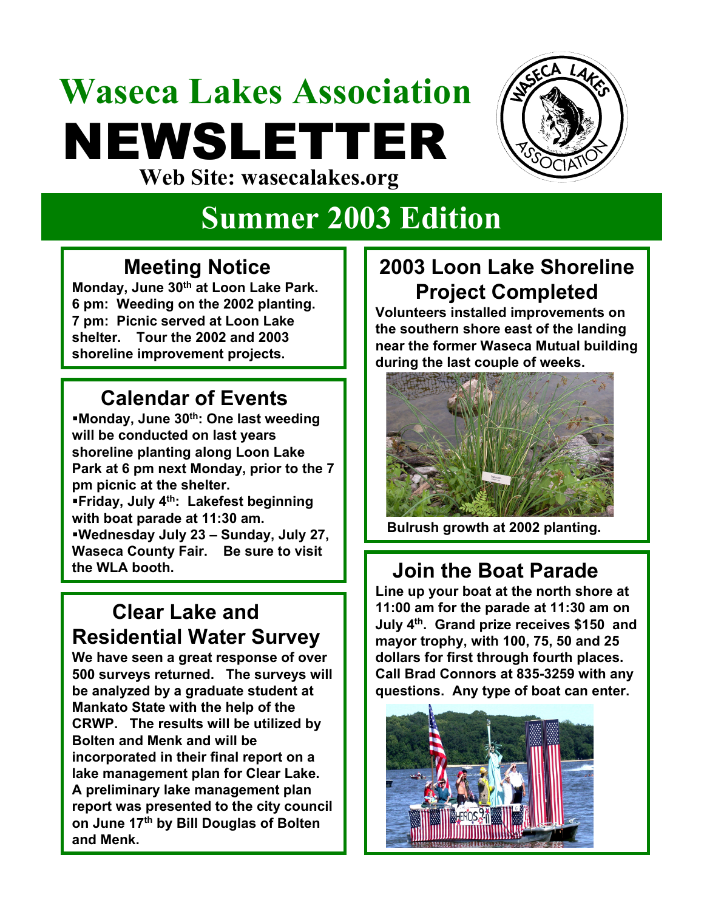# Waseca Lakes Association NEWSLETTER

**Web Site: wasecalakes.org**

## Summer 2003 Edition

### Meeting Notice

**Monday, June 30th at Loon Lake Park.**
**6 pm: Weeding on the 2002 planting.**
**7 pm: Picnic served at Loon Lake shelter. Tour the 2002 and 2003 shoreline improvement projects.**

### Calendar of Events

- **Monday, June 30th: One last weeding will be conducted on last years shoreline planting along Loon Lake Park at 6 pm next Monday, prior to the 7 pm picnic at the shelter.**
- **Friday, July 4th: Lakefest beginning with boat parade at 11:30 am.**
- **Wednesday July 23 – Sunday, July 27, Waseca County Fair. Be sure to visit the WLA booth.**

### Clear Lake and Residential Water Survey

**We have seen a great response of over 500 surveys returned. The surveys will be analyzed by a graduate student at Mankato State with the help of the CRWP. The results will be utilized by Bolten and Menk and will be incorporated in their final report on a lake management plan for Clear Lake. A preliminary lake management plan report was presented to the city council on June 17th by Bill Douglas of Bolten and Menk.**

### 2003 Loon Lake Shoreline Project Completed

**Volunteers installed improvements on the southern shore east of the landing near the former Waseca Mutual building during the last couple of weeks.**

**Bulrush growth at 2002 planting.**

### Join the Boat Parade

**Line up your boat at the north shore at 11:00 am for the parade at 11:30 am on July 4th. Grand prize receives $150 and mayor trophy, with 100, 75, 50 and 25 dollars for first through fourth places. Call Brad Connors at 835-3259 with any questions. Any type of boat can enter.**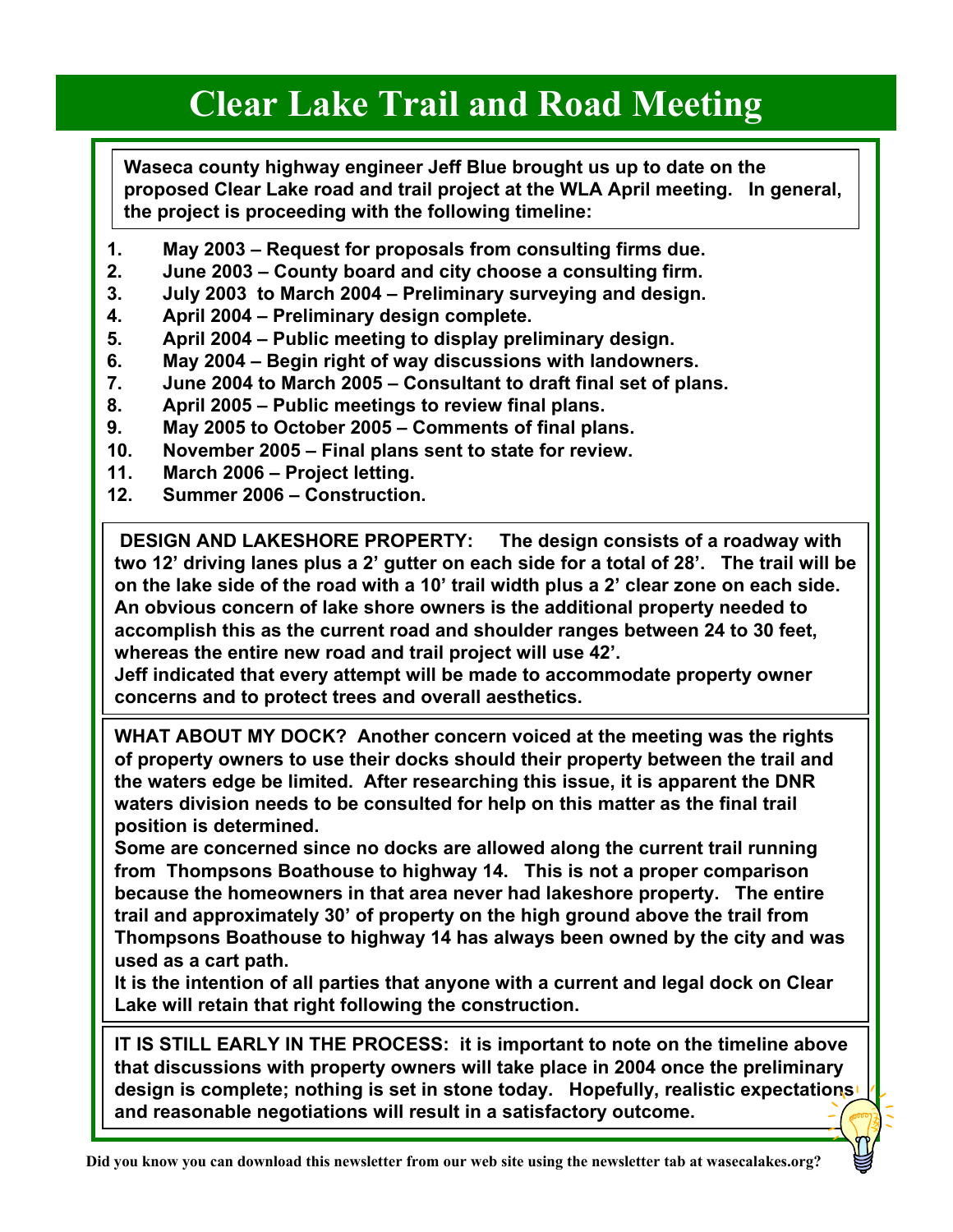# Clear Lake Trail and Road Meeting

**Waseca county highway engineer Jeff Blue brought us up to date on the proposed Clear Lake road and trail project at the WLA April meeting. In general, the project is proceeding with the following timeline:**

1. **May 2003 – Request for proposals from consulting firms due.**
2. **June 2003 – County board and city choose a consulting firm.**
3. **July 2003 to March 2004 – Preliminary surveying and design.**
4. **April 2004 – Preliminary design complete.**
5. **April 2004 – Public meeting to display preliminary design.**
6. **May 2004 – Begin right of way discussions with landowners.**
7. **June 2004 to March 2005 – Consultant to draft final set of plans.**
8. **April 2005 – Public meetings to review final plans.**
9. **May 2005 to October 2005 – Comments of final plans.**
10. **November 2005 – Final plans sent to state for review.**
11. **March 2006 – Project letting.**
12. **Summer 2006 – Construction.**

**DESIGN AND LAKESHORE PROPERTY:** **The design consists of a roadway with two 12' driving lanes plus a 2' gutter on each side for a total of 28'. The trail will be on the lake side of the road with a 10' trail width plus a 2' clear zone on each side. An obvious concern of lake shore owners is the additional property needed to accomplish this as the current road and shoulder ranges between 24 to 30 feet, whereas the entire new road and trail project will use 42'.**

**Jeff indicated that every attempt will be made to accommodate property owner concerns and to protect trees and overall aesthetics.**

**WHAT ABOUT MY DOCK?** **Another concern voiced at the meeting was the rights of property owners to use their docks should their property between the trail and the waters edge be limited. After researching this issue, it is apparent the DNR waters division needs to be consulted for help on this matter as the final trail position is determined.**

**Some are concerned since no docks are allowed along the current trail running from Thompsons Boathouse to highway 14. This is not a proper comparison because the homeowners in that area never had lakeshore property. The entire trail and approximately 30' of property on the high ground above the trail from Thompsons Boathouse to highway 14 has always been owned by the city and was used as a cart path.**

**It is the intention of all parties that anyone with a current and legal dock on Clear Lake will retain that right following the construction.**

**IT IS STILL EARLY IN THE PROCESS:** **it is important to note on the timeline above that discussions with property owners will take place in 2004 once the preliminary design is complete; nothing is set in stone today. Hopefully, realistic expectations and reasonable negotiations will result in a satisfactory outcome.**

**Did you know you can download this newsletter from our web site using the newsletter tab at wasecalakes.org?**